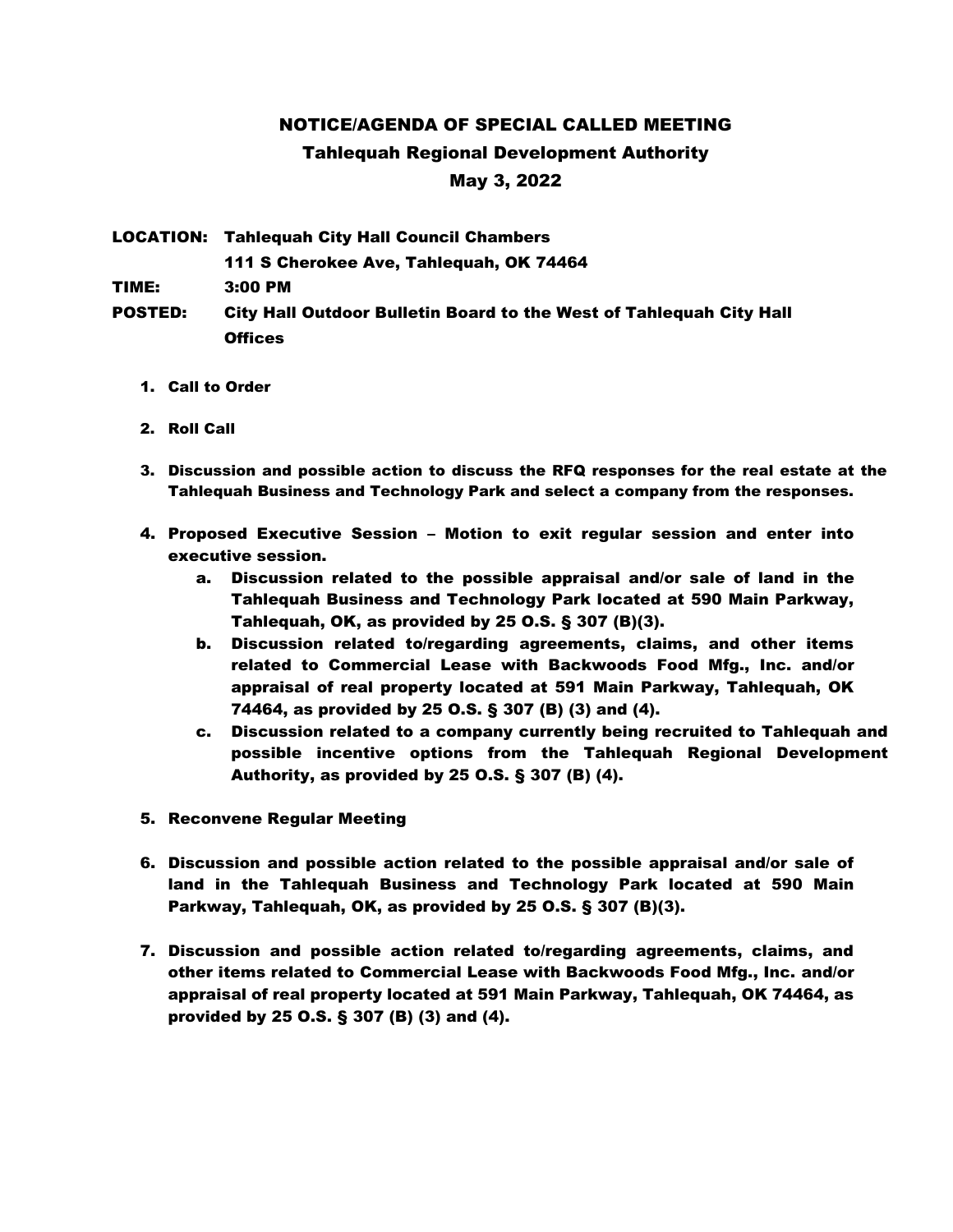# NOTICE/AGENDA OF SPECIAL CALLED MEETING

## Tahlequah Regional Development Authority

## May 3, 2022

**LOCATION:** Tahlequah City Hall Council Chambers
111 S Cherokee Ave, Tahlequah, OK 74464

**TIME:** 3:00 PM

**POSTED:** City Hall Outdoor Bulletin Board to the West of Tahlequah City Hall Offices

1. Call to Order
2. Roll Call
3. Discussion and possible action to discuss the RFQ responses for the real estate at the Tahlequah Business and Technology Park and select a company from the responses.
4. Proposed Executive Session – Motion to exit regular session and enter into executive session.
   a. Discussion related to the possible appraisal and/or sale of land in the Tahlequah Business and Technology Park located at 590 Main Parkway, Tahlequah, OK, as provided by 25 O.S. § 307 (B)(3).
   b. Discussion related to/regarding agreements, claims, and other items related to Commercial Lease with Backwoods Food Mfg., Inc. and/or appraisal of real property located at 591 Main Parkway, Tahlequah, OK 74464, as provided by 25 O.S. § 307 (B) (3) and (4).
   c. Discussion related to a company currently being recruited to Tahlequah and possible incentive options from the Tahlequah Regional Development Authority, as provided by 25 O.S. § 307 (B) (4).
5. Reconvene Regular Meeting
6. Discussion and possible action related to the possible appraisal and/or sale of land in the Tahlequah Business and Technology Park located at 590 Main Parkway, Tahlequah, OK, as provided by 25 O.S. § 307 (B)(3).
7. Discussion and possible action related to/regarding agreements, claims, and other items related to Commercial Lease with Backwoods Food Mfg., Inc. and/or appraisal of real property located at 591 Main Parkway, Tahlequah, OK 74464, as provided by 25 O.S. § 307 (B) (3) and (4).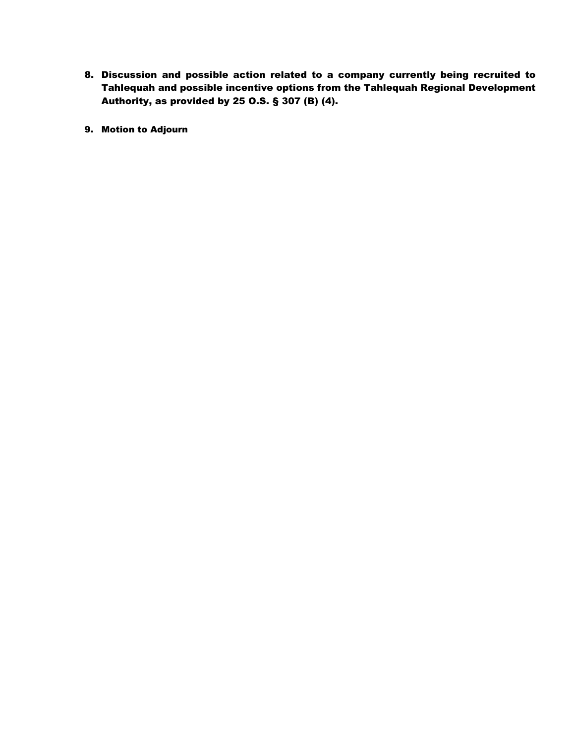8. **Discussion and possible action related to a company currently being recruited to Tahlequah and possible incentive options from the Tahlequah Regional Development Authority, as provided by 25 O.S. § 307 (B) (4).**

9. **Motion to Adjourn**